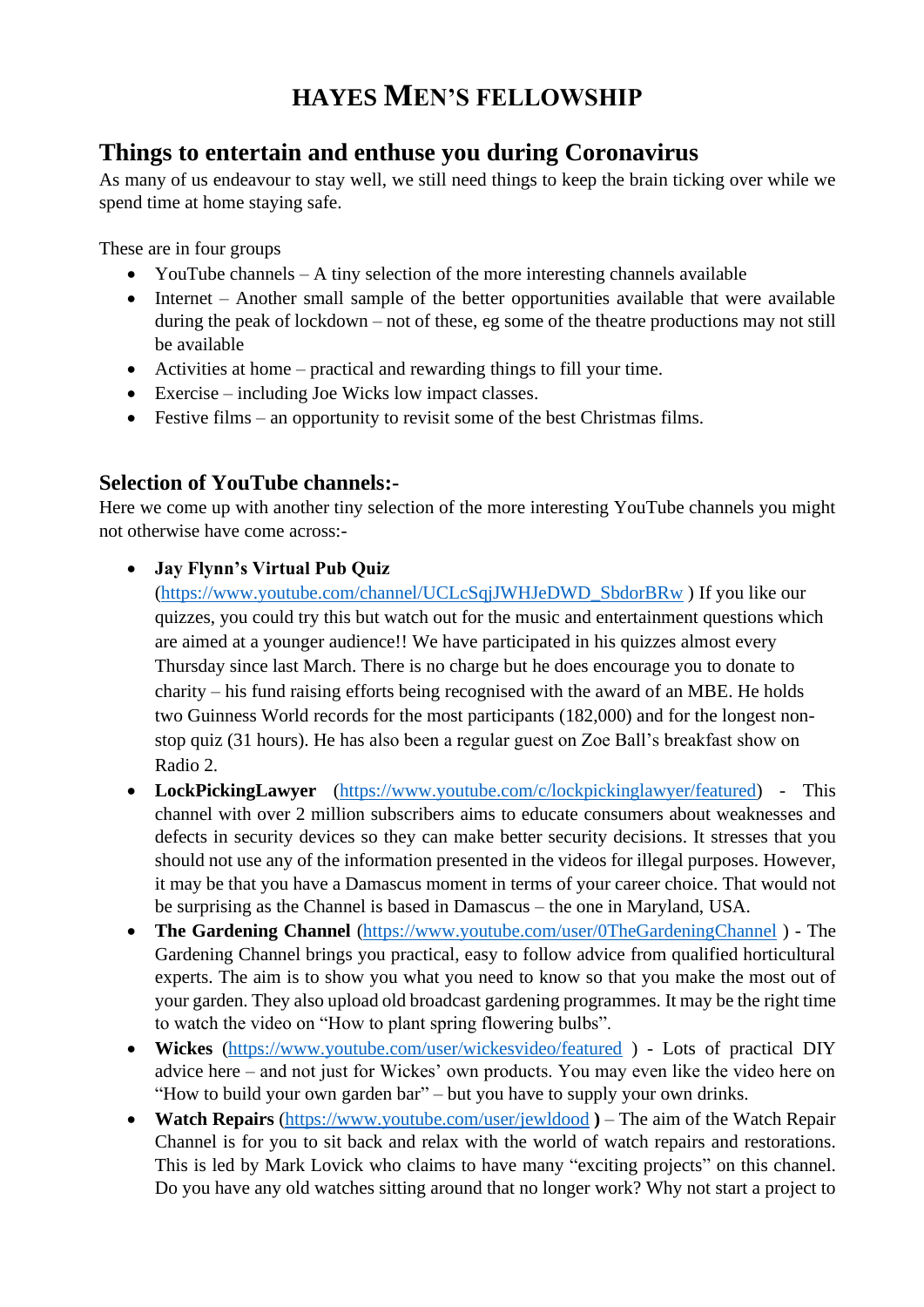# HAYES MEN'S FELLOWSHIP

## Things to entertain and enthuse you during Coronavirus

As many of us endeavour to stay well, we still need things to keep the brain ticking over while we spend time at home staying safe.

These are in four groups

- YouTube channels – A tiny selection of the more interesting channels available
- Internet – Another small sample of the better opportunities available that were available during the peak of lockdown – not of these, eg some of the theatre productions may not still be available
- Activities at home – practical and rewarding things to fill your time.
- Exercise – including Joe Wicks low impact classes.
- Festive films – an opportunity to revisit some of the best Christmas films.

### Selection of YouTube channels:-

Here we come up with another tiny selection of the more interesting YouTube channels you might not otherwise have come across:-

- **Jay Flynn's Virtual Pub Quiz** (https://www.youtube.com/channel/UCLcSqjJWHJeDWD_SbdorBRw ) If you like our quizzes, you could try this but watch out for the music and entertainment questions which are aimed at a younger audience!! We have participated in his quizzes almost every Thursday since last March. There is no charge but he does encourage you to donate to charity – his fund raising efforts being recognised with the award of an MBE. He holds two Guinness World records for the most participants (182,000) and for the longest non-stop quiz (31 hours). He has also been a regular guest on Zoe Ball's breakfast show on Radio 2.
- **LockPickingLawyer** (https://www.youtube.com/c/lockpickinglawyer/featured) - This channel with over 2 million subscribers aims to educate consumers about weaknesses and defects in security devices so they can make better security decisions. It stresses that you should not use any of the information presented in the videos for illegal purposes. However, it may be that you have a Damascus moment in terms of your career choice. That would not be surprising as the Channel is based in Damascus – the one in Maryland, USA.
- **The Gardening Channel** (https://www.youtube.com/user/0TheGardeningChannel ) - The Gardening Channel brings you practical, easy to follow advice from qualified horticultural experts. The aim is to show you what you need to know so that you make the most out of your garden. They also upload old broadcast gardening programmes. It may be the right time to watch the video on "How to plant spring flowering bulbs".
- **Wickes** (https://www.youtube.com/user/wickesvideo/featured ) - Lots of practical DIY advice here – and not just for Wickes' own products. You may even like the video here on "How to build your own garden bar" – but you have to supply your own drinks.
- **Watch Repairs** (https://www.youtube.com/user/jewldood **)** – The aim of the Watch Repair Channel is for you to sit back and relax with the world of watch repairs and restorations. This is led by Mark Lovick who claims to have many "exciting projects" on this channel. Do you have any old watches sitting around that no longer work? Why not start a project to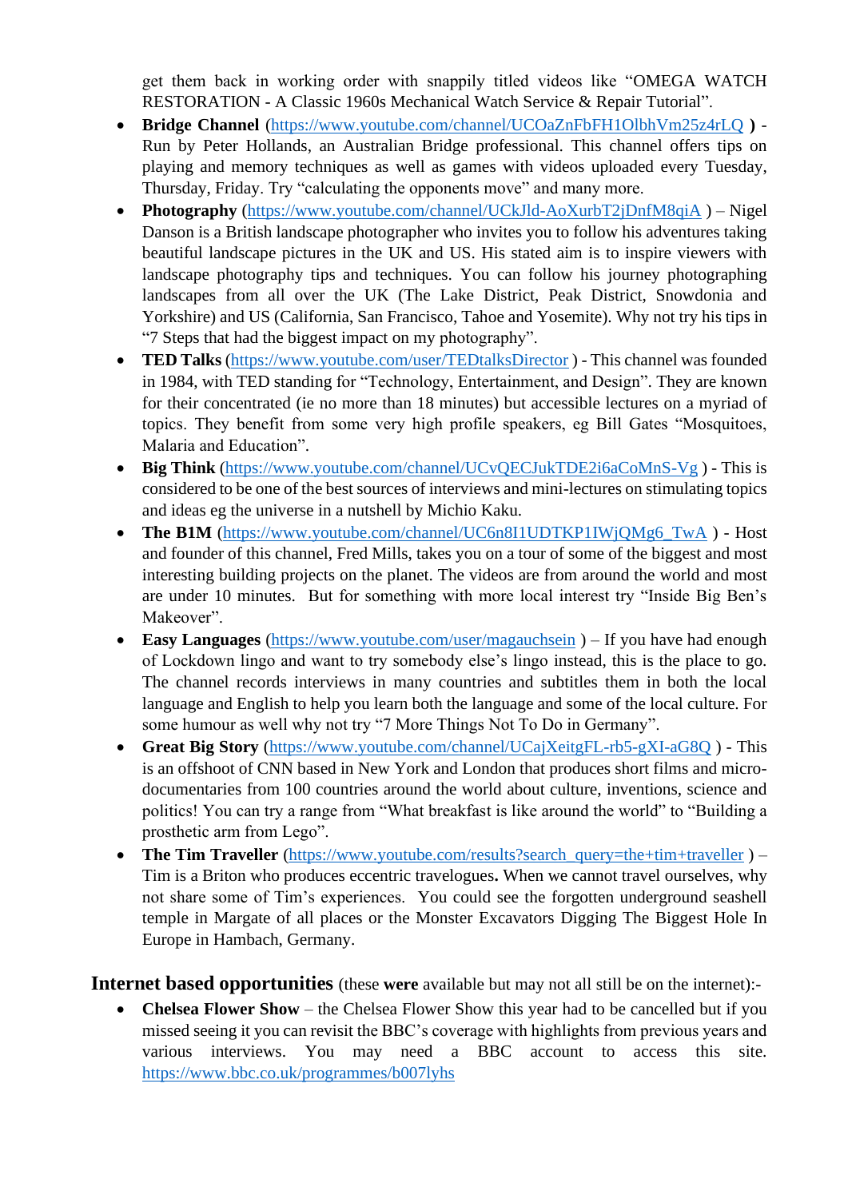get them back in working order with snappily titled videos like "OMEGA WATCH RESTORATION - A Classic 1960s Mechanical Watch Service & Repair Tutorial".

- **Bridge Channel** (https://www.youtube.com/channel/UCOaZnFbFH1OlbhVm25z4rLQ **)** - Run by Peter Hollands, an Australian Bridge professional. This channel offers tips on playing and memory techniques as well as games with videos uploaded every Tuesday, Thursday, Friday. Try "calculating the opponents move" and many more.
- **Photography** (https://www.youtube.com/channel/UCkJld-AoXurbT2jDnfM8qiA ) – Nigel Danson is a British landscape photographer who invites you to follow his adventures taking beautiful landscape pictures in the UK and US. His stated aim is to inspire viewers with landscape photography tips and techniques. You can follow his journey photographing landscapes from all over the UK (The Lake District, Peak District, Snowdonia and Yorkshire) and US (California, San Francisco, Tahoe and Yosemite). Why not try his tips in "7 Steps that had the biggest impact on my photography".
- **TED Talks** (https://www.youtube.com/user/TEDtalksDirector ) - This channel was founded in 1984, with TED standing for "Technology, Entertainment, and Design". They are known for their concentrated (ie no more than 18 minutes) but accessible lectures on a myriad of topics. They benefit from some very high profile speakers, eg Bill Gates "Mosquitoes, Malaria and Education".
- **Big Think** (https://www.youtube.com/channel/UCvQECJukTDE2i6aCoMnS-Vg ) - This is considered to be one of the best sources of interviews and mini-lectures on stimulating topics and ideas eg the universe in a nutshell by Michio Kaku.
- **The B1M** (https://www.youtube.com/channel/UC6n8I1UDTKP1IWjQMg6_TwA ) - Host and founder of this channel, Fred Mills, takes you on a tour of some of the biggest and most interesting building projects on the planet. The videos are from around the world and most are under 10 minutes. But for something with more local interest try "Inside Big Ben's Makeover".
- **Easy Languages** (https://www.youtube.com/user/magauchsein ) – If you have had enough of Lockdown lingo and want to try somebody else's lingo instead, this is the place to go. The channel records interviews in many countries and subtitles them in both the local language and English to help you learn both the language and some of the local culture. For some humour as well why not try "7 More Things Not To Do in Germany".
- **Great Big Story** (https://www.youtube.com/channel/UCajXeitgFL-rb5-gXI-aG8Q ) - This is an offshoot of CNN based in New York and London that produces short films and micro-documentaries from 100 countries around the world about culture, inventions, science and politics! You can try a range from "What breakfast is like around the world" to "Building a prosthetic arm from Lego".
- **The Tim Traveller** (https://www.youtube.com/results?search_query=the+tim+traveller ) – Tim is a Briton who produces eccentric travelogues**.** When we cannot travel ourselves, why not share some of Tim's experiences. You could see the forgotten underground seashell temple in Margate of all places or the Monster Excavators Digging The Biggest Hole In Europe in Hambach, Germany.

## Internet based opportunities (these **were** available but may not all still be on the internet):-

- **Chelsea Flower Show** – the Chelsea Flower Show this year had to be cancelled but if you missed seeing it you can revisit the BBC's coverage with highlights from previous years and various interviews. You may need a BBC account to access this site. https://www.bbc.co.uk/programmes/b007lyhs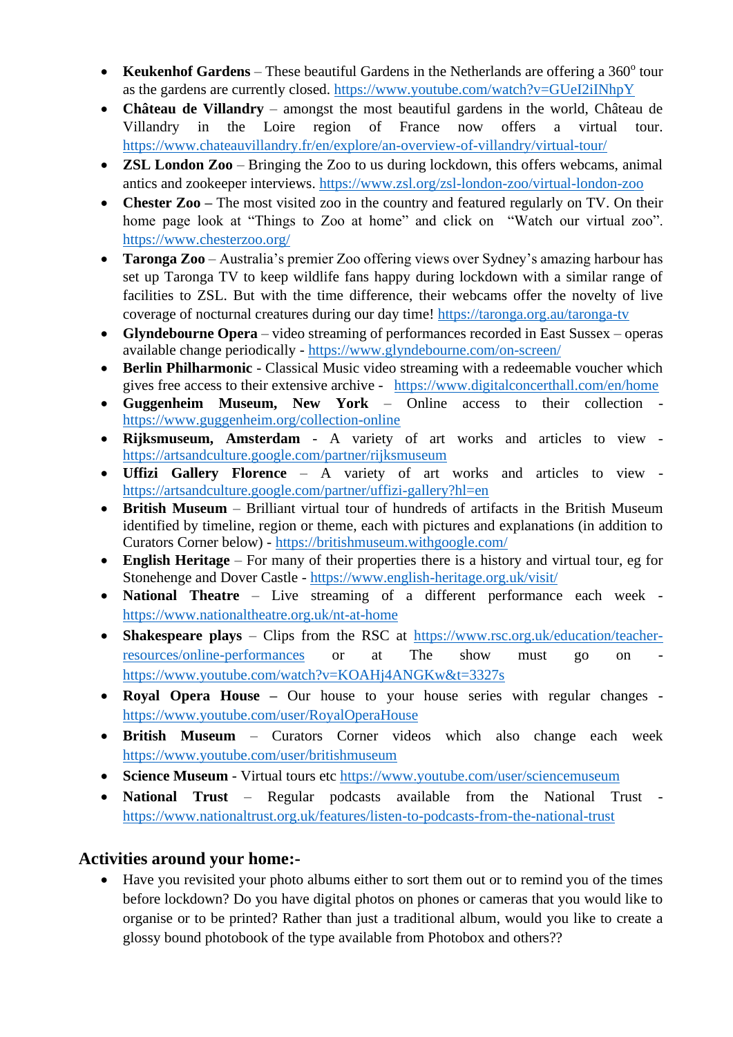- **Keukenhof Gardens** – These beautiful Gardens in the Netherlands are offering a 360° tour as the gardens are currently closed. https://www.youtube.com/watch?v=GUeI2iINhpY
- **Château de Villandry** – amongst the most beautiful gardens in the world, Château de Villandry in the Loire region of France now offers a virtual tour. https://www.chateauvillandry.fr/en/explore/an-overview-of-villandry/virtual-tour/
- **ZSL London Zoo** – Bringing the Zoo to us during lockdown, this offers webcams, animal antics and zookeeper interviews. https://www.zsl.org/zsl-london-zoo/virtual-london-zoo
- **Chester Zoo –** The most visited zoo in the country and featured regularly on TV. On their home page look at "Things to Zoo at home" and click on "Watch our virtual zoo". https://www.chesterzoo.org/
- **Taronga Zoo** – Australia's premier Zoo offering views over Sydney's amazing harbour has set up Taronga TV to keep wildlife fans happy during lockdown with a similar range of facilities to ZSL. But with the time difference, their webcams offer the novelty of live coverage of nocturnal creatures during our day time! https://taronga.org.au/taronga-tv
- **Glyndebourne Opera** – video streaming of performances recorded in East Sussex – operas available change periodically - https://www.glyndebourne.com/on-screen/
- **Berlin Philharmonic** - Classical Music video streaming with a redeemable voucher which gives free access to their extensive archive - https://www.digitalconcerthall.com/en/home
- **Guggenheim Museum, New York** – Online access to their collection - https://www.guggenheim.org/collection-online
- **Rijksmuseum, Amsterdam** - A variety of art works and articles to view - https://artsandculture.google.com/partner/rijksmuseum
- **Uffizi Gallery Florence** – A variety of art works and articles to view - https://artsandculture.google.com/partner/uffizi-gallery?hl=en
- **British Museum** – Brilliant virtual tour of hundreds of artifacts in the British Museum identified by timeline, region or theme, each with pictures and explanations (in addition to Curators Corner below) - https://britishmuseum.withgoogle.com/
- **English Heritage** – For many of their properties there is a history and virtual tour, eg for Stonehenge and Dover Castle - https://www.english-heritage.org.uk/visit/
- **National Theatre** – Live streaming of a different performance each week - https://www.nationaltheatre.org.uk/nt-at-home
- **Shakespeare plays** – Clips from the RSC at https://www.rsc.org.uk/education/teacher-resources/online-performances or at The show must go on - https://www.youtube.com/watch?v=KOAHj4ANGKw&t=3327s
- **Royal Opera House –** Our house to your house series with regular changes - https://www.youtube.com/user/RoyalOperaHouse
- **British Museum** – Curators Corner videos which also change each week https://www.youtube.com/user/britishmuseum
- **Science Museum** - Virtual tours etc https://www.youtube.com/user/sciencemuseum
- **National Trust** – Regular podcasts available from the National Trust - https://www.nationaltrust.org.uk/features/listen-to-podcasts-from-the-national-trust

## Activities around your home:-

- Have you revisited your photo albums either to sort them out or to remind you of the times before lockdown? Do you have digital photos on phones or cameras that you would like to organise or to be printed? Rather than just a traditional album, would you like to create a glossy bound photobook of the type available from Photobox and others??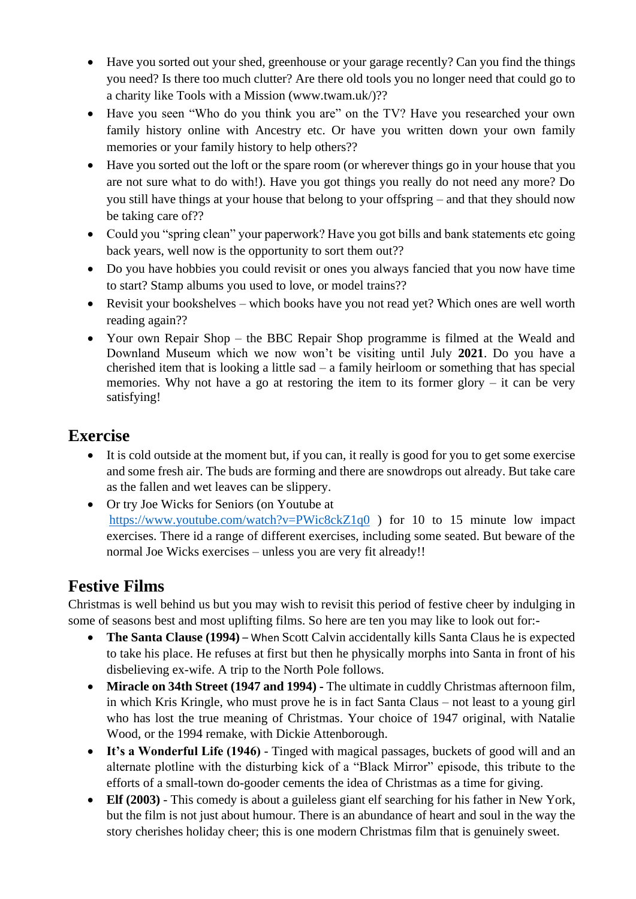- Have you sorted out your shed, greenhouse or your garage recently? Can you find the things you need? Is there too much clutter? Are there old tools you no longer need that could go to a charity like Tools with a Mission (www.twam.uk/)??
- Have you seen "Who do you think you are" on the TV? Have you researched your own family history online with Ancestry etc. Or have you written down your own family memories or your family history to help others??
- Have you sorted out the loft or the spare room (or wherever things go in your house that you are not sure what to do with!). Have you got things you really do not need any more? Do you still have things at your house that belong to your offspring – and that they should now be taking care of??
- Could you "spring clean" your paperwork? Have you got bills and bank statements etc going back years, well now is the opportunity to sort them out??
- Do you have hobbies you could revisit or ones you always fancied that you now have time to start? Stamp albums you used to love, or model trains??
- Revisit your bookshelves – which books have you not read yet? Which ones are well worth reading again??
- Your own Repair Shop – the BBC Repair Shop programme is filmed at the Weald and Downland Museum which we now won't be visiting until July **2021**. Do you have a cherished item that is looking a little sad – a family heirloom or something that has special memories. Why not have a go at restoring the item to its former glory – it can be very satisfying!

## Exercise

- It is cold outside at the moment but, if you can, it really is good for you to get some exercise and some fresh air. The buds are forming and there are snowdrops out already. But take care as the fallen and wet leaves can be slippery.
- Or try Joe Wicks for Seniors (on Youtube at https://www.youtube.com/watch?v=PWic8ckZ1q0 ) for 10 to 15 minute low impact exercises. There id a range of different exercises, including some seated. But beware of the normal Joe Wicks exercises – unless you are very fit already!!

## Festive Films

Christmas is well behind us but you may wish to revisit this period of festive cheer by indulging in some of seasons best and most uplifting films. So here are ten you may like to look out for:-

- **The Santa Clause (1994) –** When Scott Calvin accidentally kills Santa Claus he is expected to take his place. He refuses at first but then he physically morphs into Santa in front of his disbelieving ex-wife. A trip to the North Pole follows.
- **Miracle on 34th Street (1947 and 1994) -** The ultimate in cuddly Christmas afternoon film, in which Kris Kringle, who must prove he is in fact Santa Claus – not least to a young girl who has lost the true meaning of Christmas. Your choice of 1947 original, with Natalie Wood, or the 1994 remake, with Dickie Attenborough.
- **It's a Wonderful Life (1946)** - Tinged with magical passages, buckets of good will and an alternate plotline with the disturbing kick of a "Black Mirror" episode, this tribute to the efforts of a small-town do-gooder cements the idea of Christmas as a time for giving.
- **Elf (2003)** - This comedy is about a guileless giant elf searching for his father in New York, but the film is not just about humour. There is an abundance of heart and soul in the way the story cherishes holiday cheer; this is one modern Christmas film that is genuinely sweet.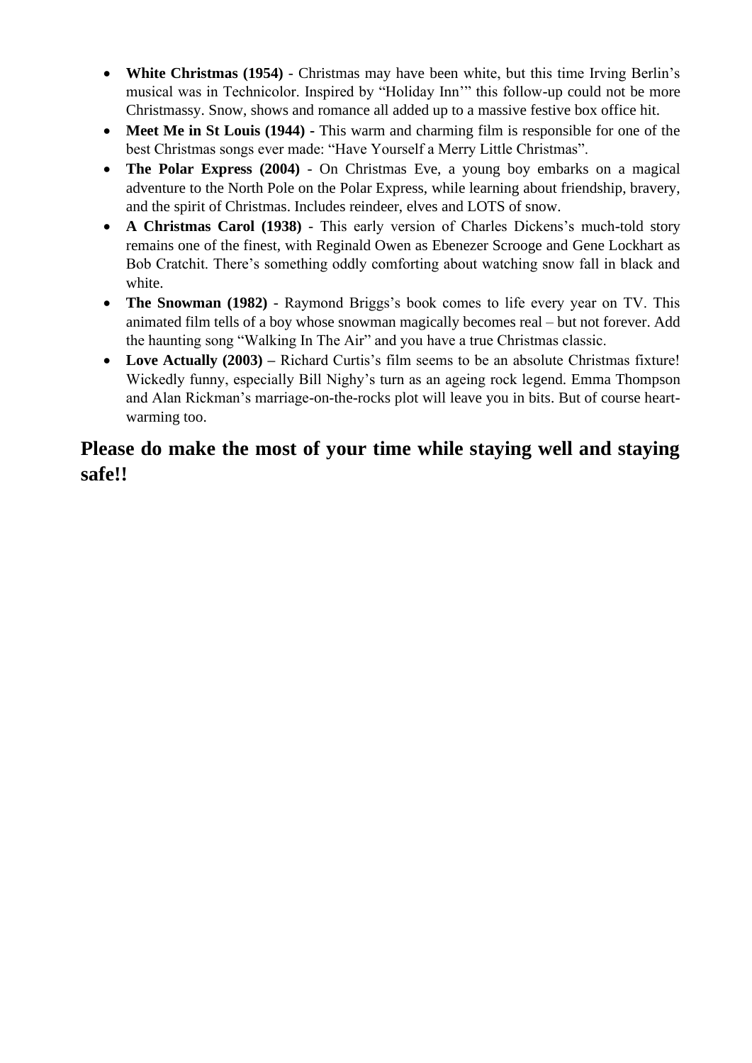- **White Christmas (1954)** - Christmas may have been white, but this time Irving Berlin's musical was in Technicolor. Inspired by "Holiday Inn'" this follow-up could not be more Christmassy. Snow, shows and romance all added up to a massive festive box office hit.
- **Meet Me in St Louis (1944) -** This warm and charming film is responsible for one of the best Christmas songs ever made: "Have Yourself a Merry Little Christmas".
- **The Polar Express (2004)** - On Christmas Eve, a young boy embarks on a magical adventure to the North Pole on the Polar Express, while learning about friendship, bravery, and the spirit of Christmas. Includes reindeer, elves and LOTS of snow.
- **A Christmas Carol (1938)** - This early version of Charles Dickens's much-told story remains one of the finest, with Reginald Owen as Ebenezer Scrooge and Gene Lockhart as Bob Cratchit. There's something oddly comforting about watching snow fall in black and white.
- **The Snowman (1982)** - Raymond Briggs's book comes to life every year on TV. This animated film tells of a boy whose snowman magically becomes real – but not forever. Add the haunting song "Walking In The Air" and you have a true Christmas classic.
- **Love Actually (2003) –** Richard Curtis's film seems to be an absolute Christmas fixture! Wickedly funny, especially Bill Nighy's turn as an ageing rock legend. Emma Thompson and Alan Rickman's marriage-on-the-rocks plot will leave you in bits. But of course heart-warming too.

## Please do make the most of your time while staying well and staying safe!!